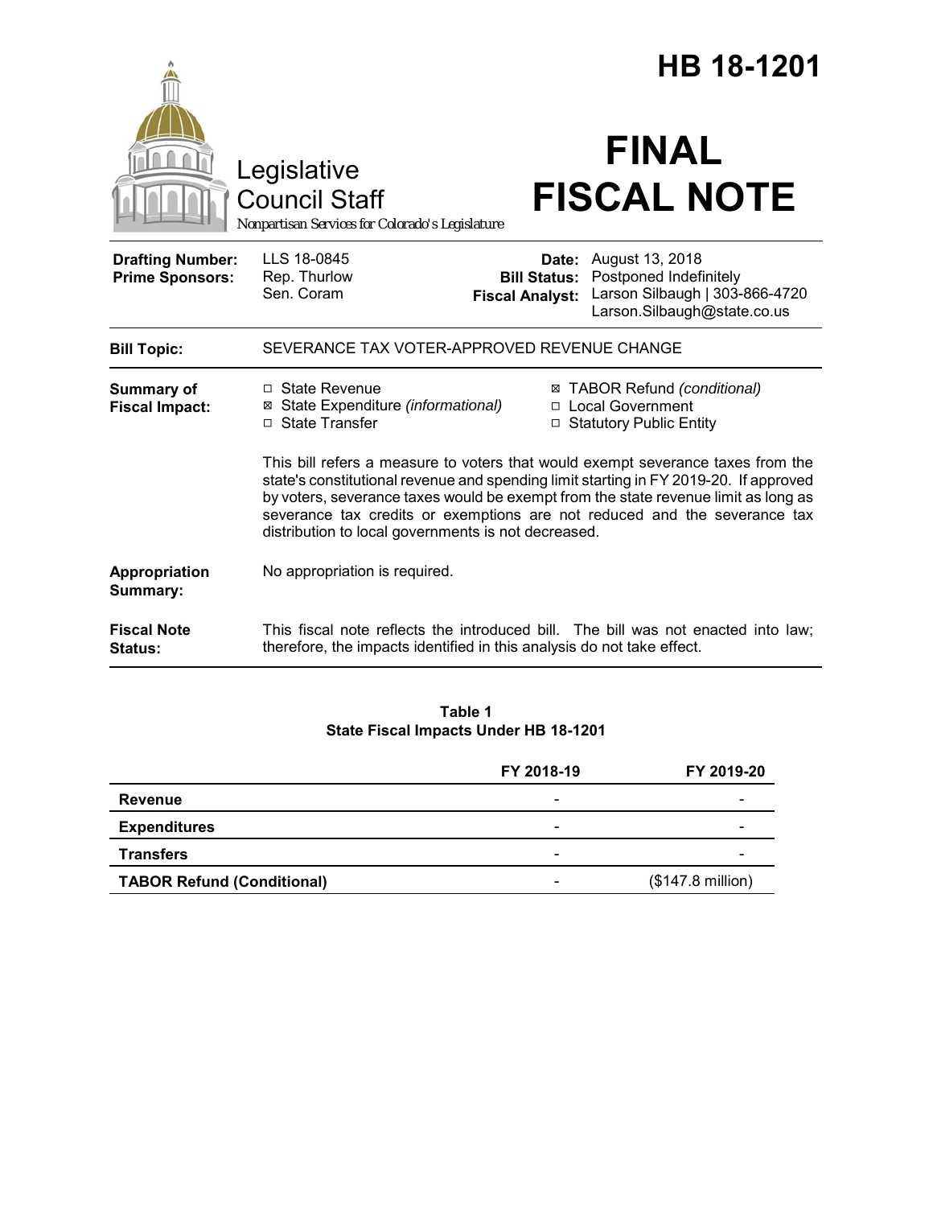# HB 18-1201

Legislative Council Staff

*Nonpartisan Services for Colorado's Legislature*

# FINAL FISCAL NOTE

| | | | |
|---|---|---|---|
| **Drafting Number:** | LLS 18-0845 | **Date:** | August 13, 2018 |
| **Prime Sponsors:** | Rep. Thurlow<br>Sen. Coram | **Bill Status:** | Postponed Indefinitely |
| | | **Fiscal Analyst:** | Larson Silbaugh \| 303-866-4720<br>Larson.Silbaugh@state.co.us |

**Bill Topic:** SEVERANCE TAX VOTER-APPROVED REVENUE CHANGE

**Summary of Fiscal Impact:**

- ☐ State Revenue
- ☒ State Expenditure *(informational)*
- ☐ State Transfer
- ☒ TABOR Refund *(conditional)*
- ☐ Local Government
- ☐ Statutory Public Entity

This bill refers a measure to voters that would exempt severance taxes from the state's constitutional revenue and spending limit starting in FY 2019-20. If approved by voters, severance taxes would be exempt from the state revenue limit as long as severance tax credits or exemptions are not reduced and the severance tax distribution to local governments is not decreased.

**Appropriation Summary:** No appropriation is required.

**Fiscal Note Status:** This fiscal note reflects the introduced bill. The bill was not enacted into law; therefore, the impacts identified in this analysis do not take effect.

**Table 1**
**State Fiscal Impacts Under HB 18-1201**

| | FY 2018-19 | FY 2019-20 |
|---|---|---|
| **Revenue** | - | - |
| **Expenditures** | - | - |
| **Transfers** | - | - |
| **TABOR Refund (Conditional)** | - | ($147.8 million) |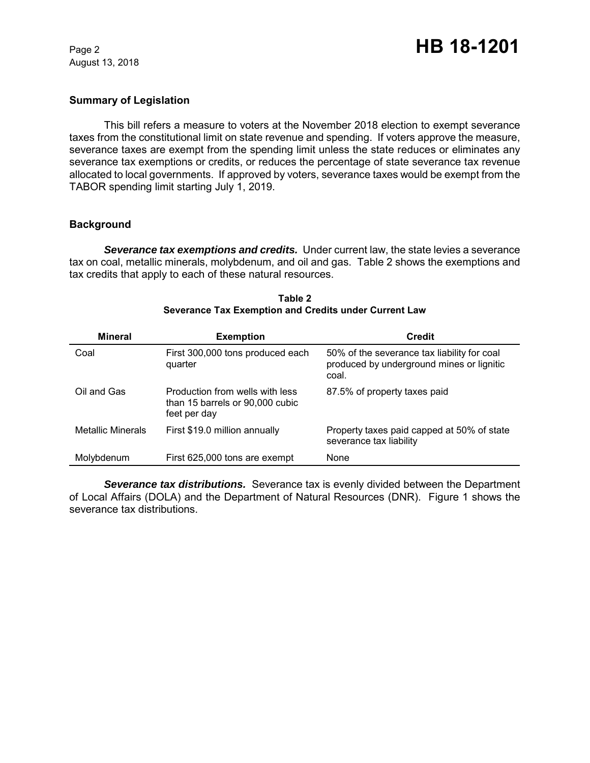## Summary of Legislation

This bill refers a measure to voters at the November 2018 election to exempt severance taxes from the constitutional limit on state revenue and spending. If voters approve the measure, severance taxes are exempt from the spending limit unless the state reduces or eliminates any severance tax exemptions or credits, or reduces the percentage of state severance tax revenue allocated to local governments. If approved by voters, severance taxes would be exempt from the TABOR spending limit starting July 1, 2019.

## Background

***Severance tax exemptions and credits.*** Under current law, the state levies a severance tax on coal, metallic minerals, molybdenum, and oil and gas. Table 2 shows the exemptions and tax credits that apply to each of these natural resources.

**Table 2**
**Severance Tax Exemption and Credits under Current Law**

| Mineral | Exemption | Credit |
|---|---|---|
| Coal | First 300,000 tons produced each quarter | 50% of the severance tax liability for coal produced by underground mines or lignitic coal. |
| Oil and Gas | Production from wells with less than 15 barrels or 90,000 cubic feet per day | 87.5% of property taxes paid |
| Metallic Minerals | First $19.0 million annually | Property taxes paid capped at 50% of state severance tax liability |
| Molybdenum | First 625,000 tons are exempt | None |

***Severance tax distributions.*** Severance tax is evenly divided between the Department of Local Affairs (DOLA) and the Department of Natural Resources (DNR). Figure 1 shows the severance tax distributions.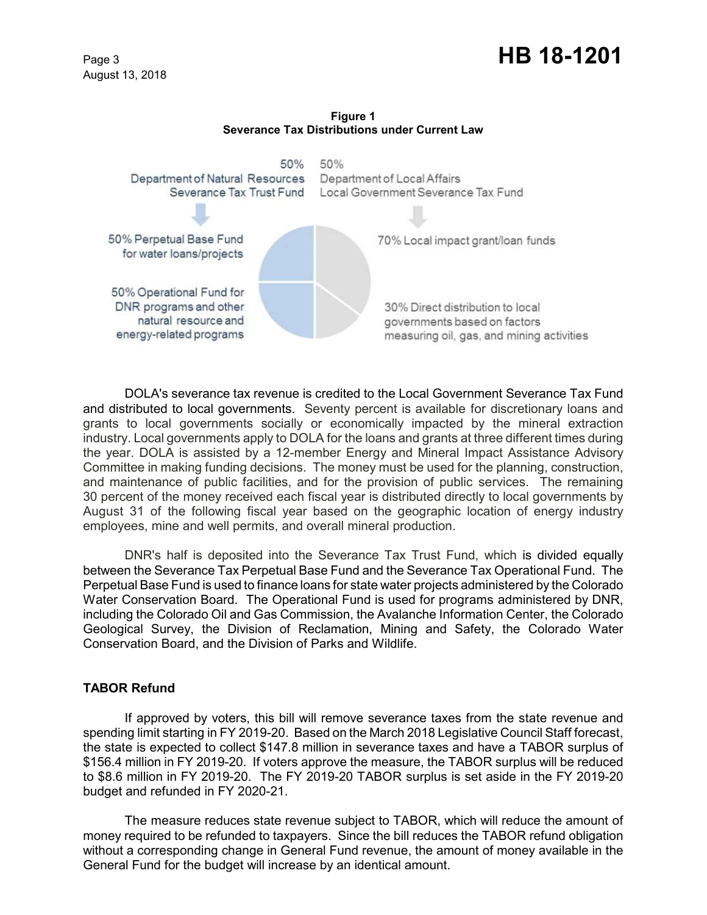**Figure 1**
**Severance Tax Distributions under Current Law**

50% Department of Natural Resources Severance Tax Trust Fund

50% Department of Local Affairs Local Government Severance Tax Fund

50% Perpetual Base Fund for water loans/projects

50% Operational Fund for DNR programs and other natural resource and energy-related programs

70% Local impact grant/loan funds

30% Direct distribution to local governments based on factors measuring oil, gas, and mining activities

DOLA's severance tax revenue is credited to the Local Government Severance Tax Fund and distributed to local governments. Seventy percent is available for discretionary loans and grants to local governments socially or economically impacted by the mineral extraction industry. Local governments apply to DOLA for the loans and grants at three different times during the year. DOLA is assisted by a 12-member Energy and Mineral Impact Assistance Advisory Committee in making funding decisions. The money must be used for the planning, construction, and maintenance of public facilities, and for the provision of public services. The remaining 30 percent of the money received each fiscal year is distributed directly to local governments by August 31 of the following fiscal year based on the geographic location of energy industry employees, mine and well permits, and overall mineral production.

DNR's half is deposited into the Severance Tax Trust Fund, which is divided equally between the Severance Tax Perpetual Base Fund and the Severance Tax Operational Fund. The Perpetual Base Fund is used to finance loans for state water projects administered by the Colorado Water Conservation Board. The Operational Fund is used for programs administered by DNR, including the Colorado Oil and Gas Commission, the Avalanche Information Center, the Colorado Geological Survey, the Division of Reclamation, Mining and Safety, the Colorado Water Conservation Board, and the Division of Parks and Wildlife.

**TABOR Refund**

If approved by voters, this bill will remove severance taxes from the state revenue and spending limit starting in FY 2019-20. Based on the March 2018 Legislative Council Staff forecast, the state is expected to collect $147.8 million in severance taxes and have a TABOR surplus of $156.4 million in FY 2019-20. If voters approve the measure, the TABOR surplus will be reduced to $8.6 million in FY 2019-20. The FY 2019-20 TABOR surplus is set aside in the FY 2019-20 budget and refunded in FY 2020-21.

The measure reduces state revenue subject to TABOR, which will reduce the amount of money required to be refunded to taxpayers. Since the bill reduces the TABOR refund obligation without a corresponding change in General Fund revenue, the amount of money available in the General Fund for the budget will increase by an identical amount.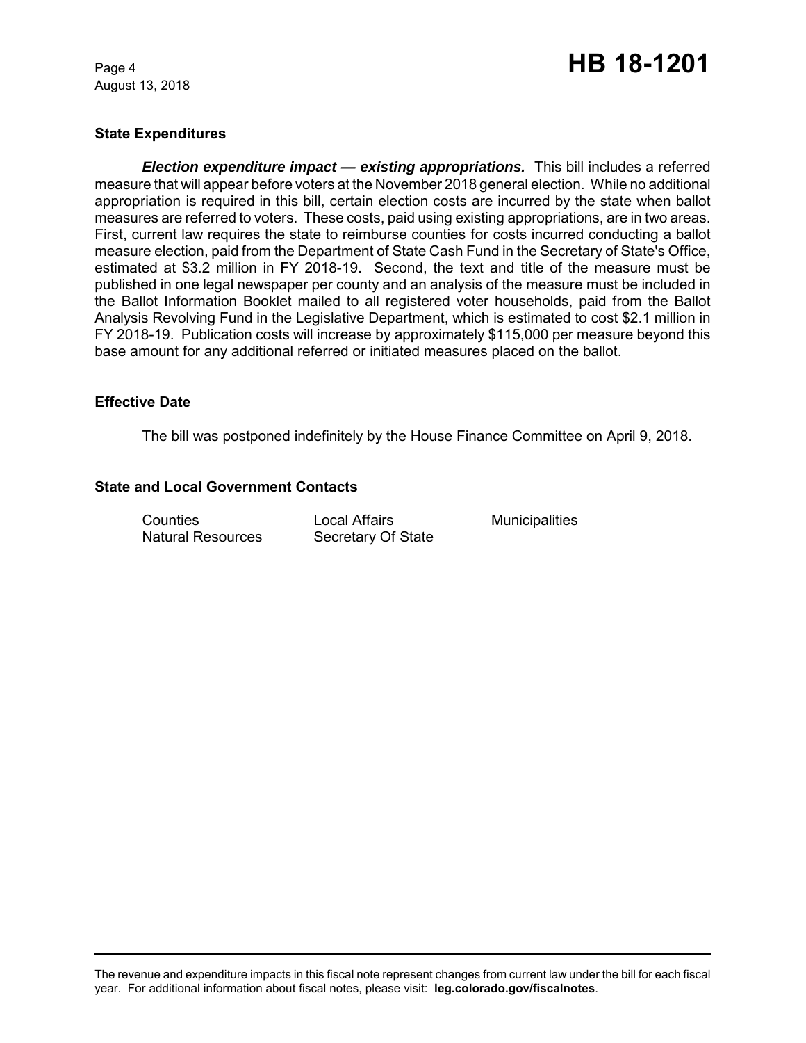### State Expenditures

***Election expenditure impact — existing appropriations.*** This bill includes a referred measure that will appear before voters at the November 2018 general election. While no additional appropriation is required in this bill, certain election costs are incurred by the state when ballot measures are referred to voters. These costs, paid using existing appropriations, are in two areas. First, current law requires the state to reimburse counties for costs incurred conducting a ballot measure election, paid from the Department of State Cash Fund in the Secretary of State's Office, estimated at $3.2 million in FY 2018-19. Second, the text and title of the measure must be published in one legal newspaper per county and an analysis of the measure must be included in the Ballot Information Booklet mailed to all registered voter households, paid from the Ballot Analysis Revolving Fund in the Legislative Department, which is estimated to cost $2.1 million in FY 2018-19. Publication costs will increase by approximately $115,000 per measure beyond this base amount for any additional referred or initiated measures placed on the ballot.

### Effective Date

The bill was postponed indefinitely by the House Finance Committee on April 9, 2018.

### State and Local Government Contacts

| | | |
|---|---|---|
| Counties | Local Affairs | Municipalities |
| Natural Resources | Secretary Of State | |

The revenue and expenditure impacts in this fiscal note represent changes from current law under the bill for each fiscal year. For additional information about fiscal notes, please visit: **leg.colorado.gov/fiscalnotes**.